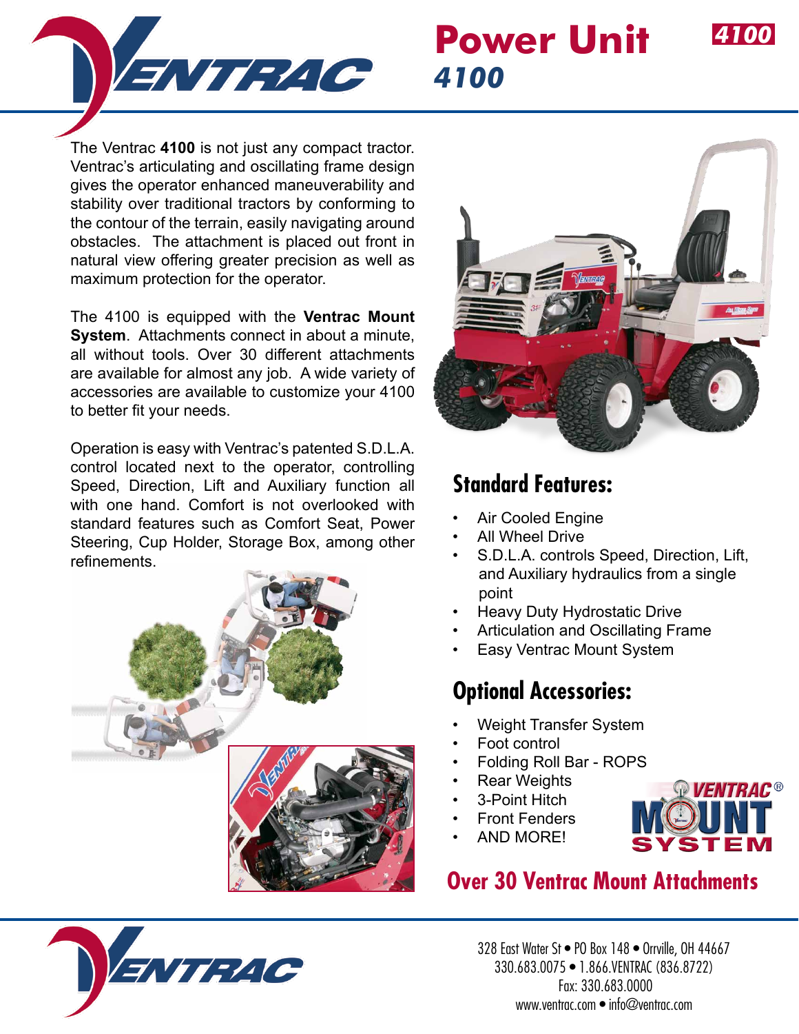# Power Unit 4100

The Ventrac **4100** is not just any compact tractor. Ventrac's articulating and oscillating frame design gives the operator enhanced maneuverability and stability over traditional tractors by conforming to the contour of the terrain, easily navigating around obstacles. The attachment is placed out front in natural view offering greater precision as well as maximum protection for the operator.

The 4100 is equipped with the **Ventrac Mount System**. Attachments connect in about a minute, all without tools. Over 30 different attachments are available for almost any job. A wide variety of accessories are available to customize your 4100 to better fit your needs.

Operation is easy with Ventrac's patented S.D.L.A. control located next to the operator, controlling Speed, Direction, Lift and Auxiliary function all with one hand. Comfort is not overlooked with standard features such as Comfort Seat, Power Steering, Cup Holder, Storage Box, among other refinements.

## Standard Features:

- Air Cooled Engine
- All Wheel Drive
- S.D.L.A. controls Speed, Direction, Lift, and Auxiliary hydraulics from a single point
- Heavy Duty Hydrostatic Drive
- Articulation and Oscillating Frame
- Easy Ventrac Mount System

## Optional Accessories:

- Weight Transfer System
- Foot control
- Folding Roll Bar - ROPS
- Rear Weights
- 3-Point Hitch
- Front Fenders
- AND MORE!

VENTRAC® MOUNT SYSTEM

**Over 30 Ventrac Mount Attachments**

328 East Water St • PO Box 148 • Orrville, OH 44667
330.683.0075 • 1.866.VENTRAC (836.8722)
Fax: 330.683.0000
www.ventrac.com • info@ventrac.com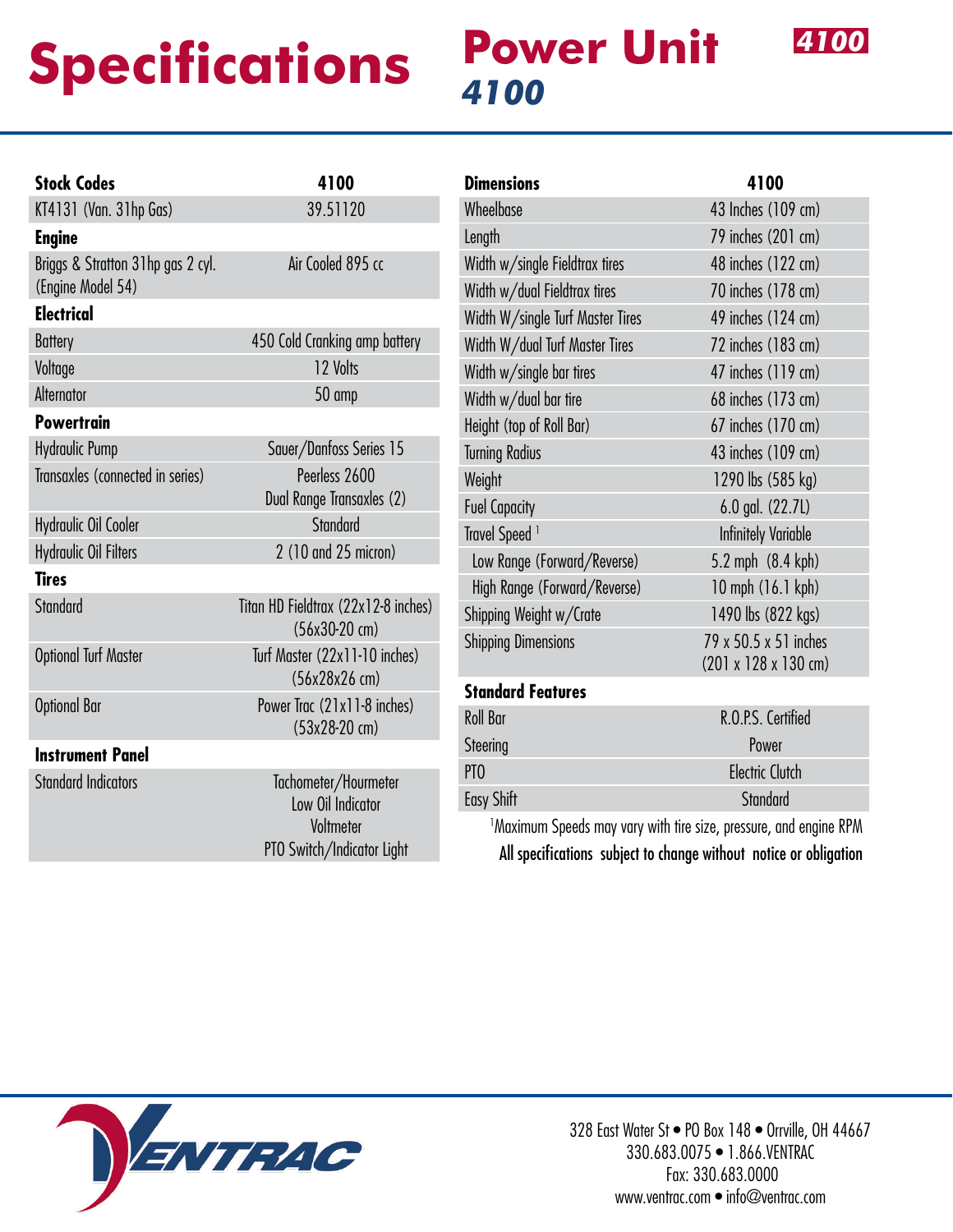# Specifications

## Power Unit 4100

| Stock Codes | 4100 |
|---|---|
| KT4131 (Van. 31hp Gas) | 39.51120 |
| **Engine** | |
| Briggs & Stratton 31hp gas 2 cyl. (Engine Model 54) | Air Cooled 895 cc |
| **Electrical** | |
| Battery | 450 Cold Cranking amp battery |
| Voltage | 12 Volts |
| Alternator | 50 amp |
| **Powertrain** | |
| Hydraulic Pump | Sauer/Danfoss Series 15 |
| Transaxles (connected in series) | Peerless 2600 Dual Range Transaxles (2) |
| Hydraulic Oil Cooler | Standard |
| Hydraulic Oil Filters | 2 (10 and 25 micron) |
| **Tires** | |
| Standard | Titan HD Fieldtrax (22x12-8 inches) (56x30-20 cm) |
| Optional Turf Master | Turf Master (22x11-10 inches) (56x28x26 cm) |
| Optional Bar | Power Trac (21x11-8 inches) (53x28-20 cm) |
| **Instrument Panel** | |
| Standard Indicators | Tachometer/Hourmeter<br>Low Oil Indicator<br>Voltmeter<br>PTO Switch/Indicator Light |

| Dimensions | 4100 |
|---|---|
| Wheelbase | 43 Inches (109 cm) |
| Length | 79 inches (201 cm) |
| Width w/single Fieldtrax tires | 48 inches (122 cm) |
| Width w/dual Fieldtrax tires | 70 inches (178 cm) |
| Width W/single Turf Master Tires | 49 inches (124 cm) |
| Width W/dual Turf Master Tires | 72 inches (183 cm) |
| Width w/single bar tires | 47 inches (119 cm) |
| Width w/dual bar tire | 68 inches (173 cm) |
| Height (top of Roll Bar) | 67 inches (170 cm) |
| Turning Radius | 43 inches (109 cm) |
| Weight | 1290 lbs (585 kg) |
| Fuel Capacity | 6.0 gal. (22.7L) |
| Travel Speed [1] | Infinitely Variable |
| Low Range (Forward/Reverse) | 5.2 mph (8.4 kph) |
| High Range (Forward/Reverse) | 10 mph (16.1 kph) |
| Shipping Weight w/Crate | 1490 lbs (822 kgs) |
| Shipping Dimensions | 79 x 50.5 x 51 inches (201 x 128 x 130 cm) |
| **Standard Features** | |
| Roll Bar | R.O.P.S. Certified |
| Steering | Power |
| PTO | Electric Clutch |
| Easy Shift | Standard |

[1]Maximum Speeds may vary with tire size, pressure, and engine RPM

All specifications subject to change without notice or obligation

VENTRAC

328 East Water St • PO Box 148 • Orrville, OH 44667
330.683.0075 • 1.866.VENTRAC
Fax: 330.683.0000
www.ventrac.com • info@ventrac.com